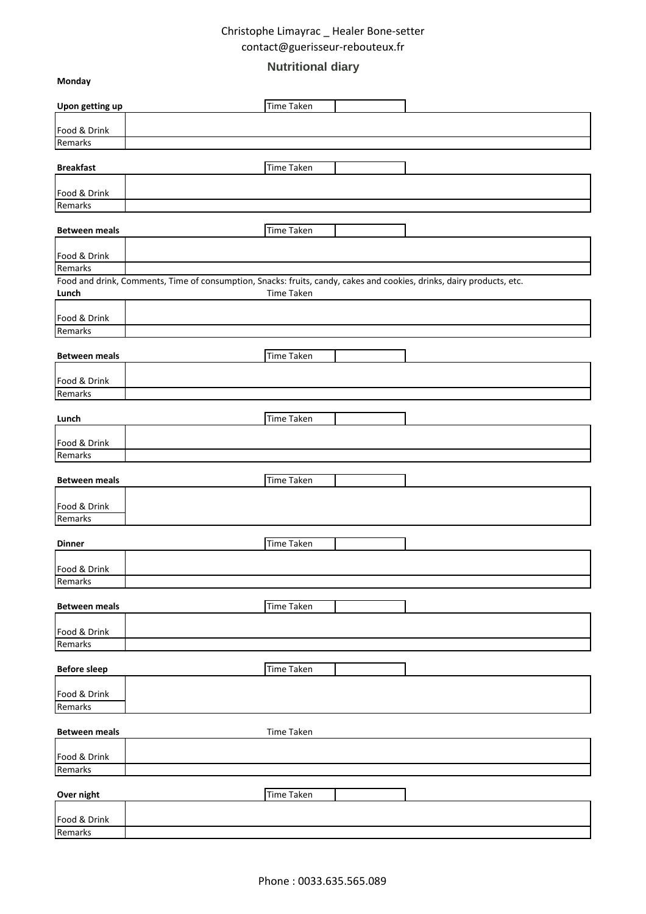Christophe Limayrac _ Healer Bone-setter
contact@guerisseur-rebouteux.fr

## Nutritional diary

**Monday**

**Upon getting up** | Time Taken | |

| Food & Drink | |
|---|---|
| Remarks | |

**Breakfast** | Time Taken | |

| Food & Drink | |
|---|---|
| Remarks | |

**Between meals** | Time Taken | |

| Food & Drink | |
|---|---|
| Remarks | |

Food and drink, Comments, Time of consumption, Snacks: fruits, candy, cakes and cookies, drinks, dairy products, etc.

**Lunch** | Time Taken

| Food & Drink | |
|---|---|
| Remarks | |

**Between meals** | Time Taken | |

| Food & Drink | |
|---|---|
| Remarks | |

**Lunch** | Time Taken | |

| Food & Drink | |
|---|---|
| Remarks | |

**Between meals** | Time Taken | |

| Food & Drink | |
|---|---|
| Remarks | |

**Dinner** | Time Taken | |

| Food & Drink | |
|---|---|
| Remarks | |

**Between meals** | Time Taken | |

| Food & Drink | |
|---|---|
| Remarks | |

**Before sleep** | Time Taken | |

| Food & Drink | |
|---|---|
| Remarks | |

**Between meals** | Time Taken

| Food & Drink | |
|---|---|
| Remarks | |

**Over night** | Time Taken | |

| Food & Drink | |
|---|---|
| Remarks | |

Phone : 0033.635.565.089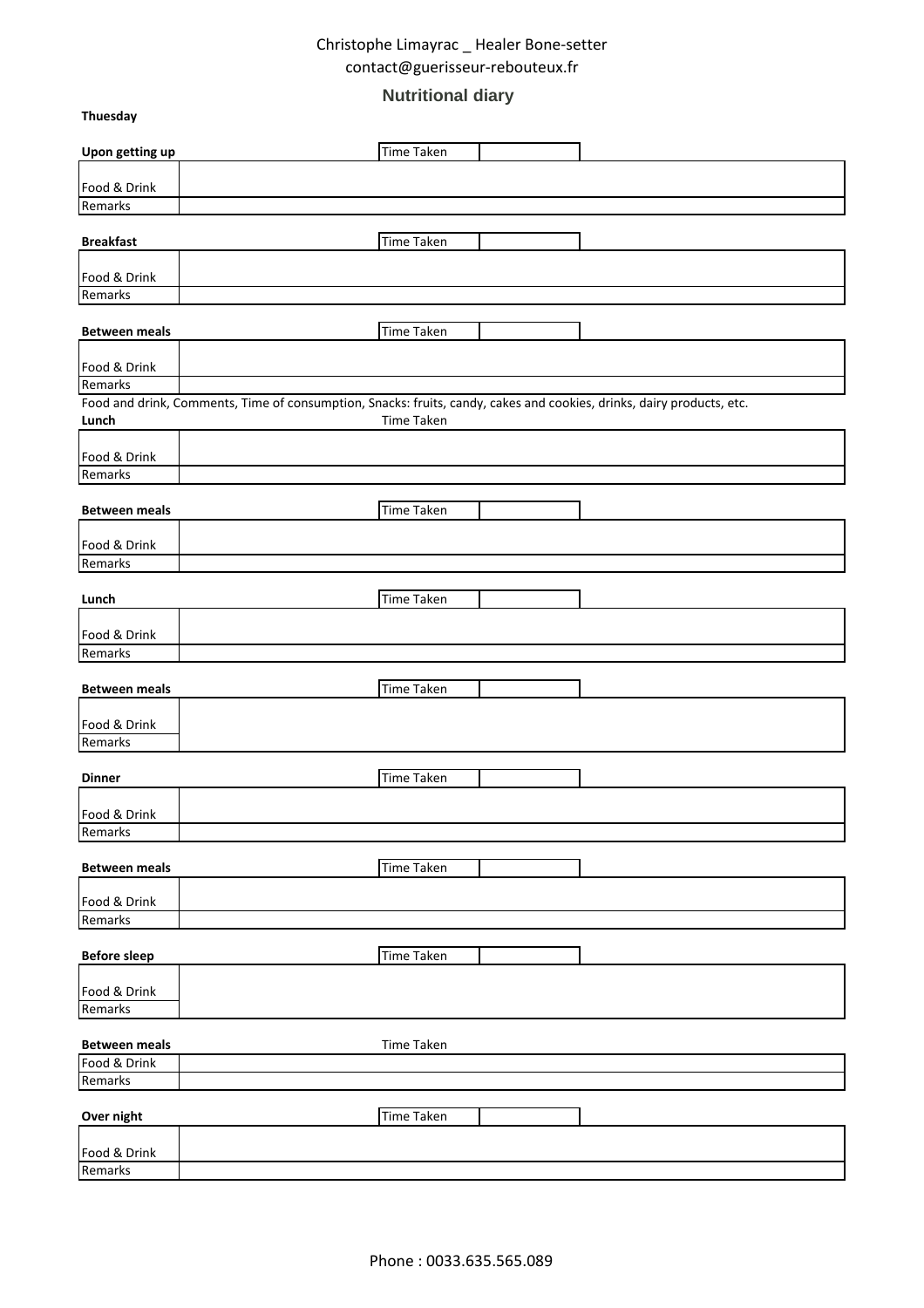Christophe Limayrac _ Healer Bone-setter
contact@guerisseur-rebouteux.fr

## Nutritional diary

**Thuesday**

**Upon getting up** — Time Taken

| | |
|---|---|
| Food & Drink | |
| Remarks | |

**Breakfast** — Time Taken

| | |
|---|---|
| Food & Drink | |
| Remarks | |

**Between meals** — Time Taken

| | |
|---|---|
| Food & Drink | |
| Remarks | |

Food and drink, Comments, Time of consumption, Snacks: fruits, candy, cakes and cookies, drinks, dairy products, etc.

**Lunch** — Time Taken

| | |
|---|---|
| Food & Drink | |
| Remarks | |

**Between meals** — Time Taken

| | |
|---|---|
| Food & Drink | |
| Remarks | |

**Lunch** — Time Taken

| | |
|---|---|
| Food & Drink | |
| Remarks | |

**Between meals** — Time Taken

| | |
|---|---|
| Food & Drink | |
| Remarks | |

**Dinner** — Time Taken

| | |
|---|---|
| Food & Drink | |
| Remarks | |

**Between meals** — Time Taken

| | |
|---|---|
| Food & Drink | |
| Remarks | |

**Before sleep** — Time Taken

| | |
|---|---|
| Food & Drink | |
| Remarks | |

**Between meals** — Time Taken

| | |
|---|---|
| Food & Drink | |
| Remarks | |

**Over night** — Time Taken

| | |
|---|---|
| Food & Drink | |
| Remarks | |

Phone : 0033.635.565.089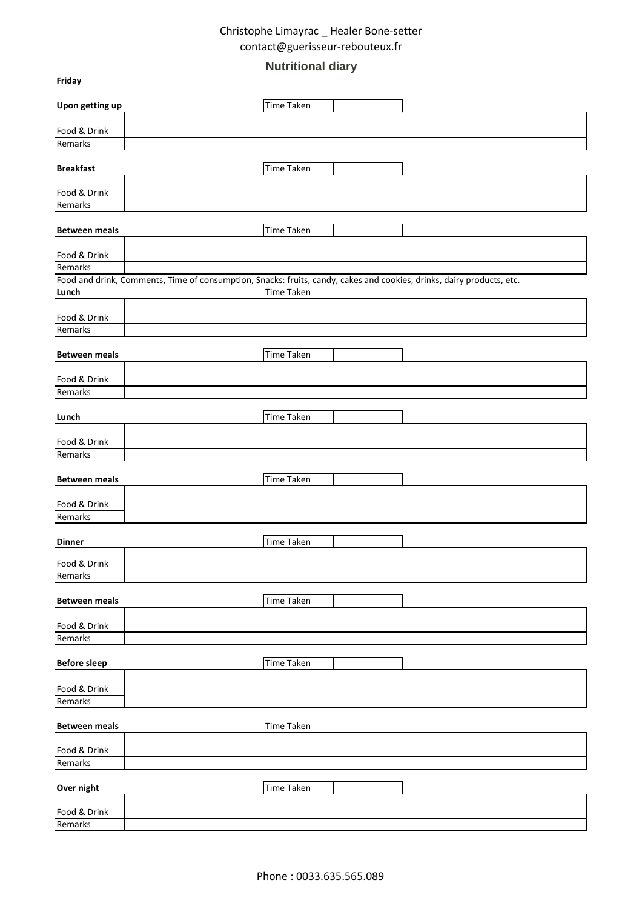Christophe Limayrac _ Healer Bone-setter
contact@guerisseur-rebouteux.fr

## Nutritional diary

**Friday**

**Upon getting up** | Time Taken | |

| | |
|---|---|
| Food & Drink | |
| Remarks | |

**Breakfast** | Time Taken | |

| | |
|---|---|
| Food & Drink | |
| Remarks | |

**Between meals** | Time Taken | |

| | |
|---|---|
| Food & Drink | |
| Remarks | |

Food and drink, Comments, Time of consumption, Snacks: fruits, candy, cakes and cookies, drinks, dairy products, etc.

**Lunch** | Time Taken

| | |
|---|---|
| Food & Drink | |
| Remarks | |

**Between meals** | Time Taken | |

| | |
|---|---|
| Food & Drink | |
| Remarks | |

**Lunch** | Time Taken | |

| | |
|---|---|
| Food & Drink | |
| Remarks | |

**Between meals** | Time Taken | |

| | |
|---|---|
| Food & Drink | |
| Remarks | |

**Dinner** | Time Taken | |

| | |
|---|---|
| Food & Drink | |
| Remarks | |

**Between meals** | Time Taken | |

| | |
|---|---|
| Food & Drink | |
| Remarks | |

**Before sleep** | Time Taken | |

| | |
|---|---|
| Food & Drink | |
| Remarks | |

**Between meals** | Time Taken

| | |
|---|---|
| Food & Drink | |
| Remarks | |

**Over night** | Time Taken | |

| | |
|---|---|
| Food & Drink | |
| Remarks | |

Phone : 0033.635.565.089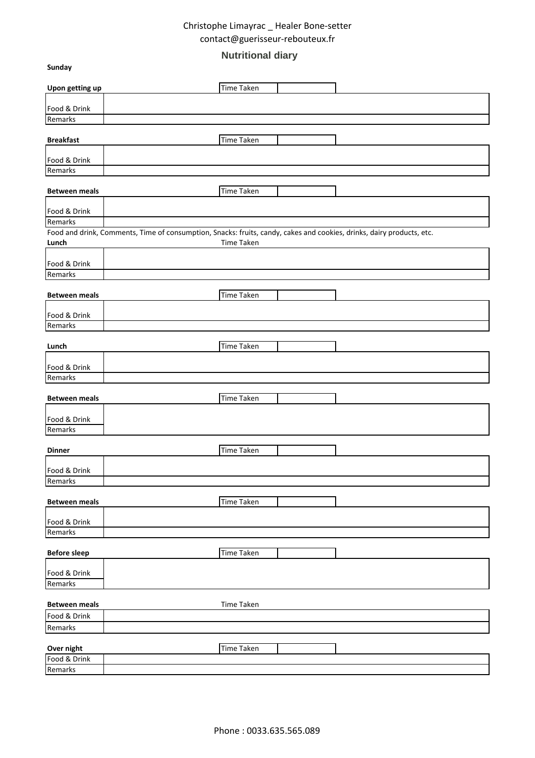Christophe Limayrac _ Healer Bone-setter
contact@guerisseur-rebouteux.fr

## Nutritional diary

**Sunday**

**Upon getting up** | Time Taken | |

| | |
|---|---|
| Food & Drink | |
| Remarks | |

**Breakfast** | Time Taken | |

| | |
|---|---|
| Food & Drink | |
| Remarks | |

**Between meals** | Time Taken | |

| | |
|---|---|
| Food & Drink | |
| Remarks | |

Food and drink, Comments, Time of consumption, Snacks: fruits, candy, cakes and cookies, drinks, dairy products, etc.

**Lunch** | Time Taken

| | |
|---|---|
| Food & Drink | |
| Remarks | |

**Between meals** | Time Taken | |

| | |
|---|---|
| Food & Drink | |
| Remarks | |

**Lunch** | Time Taken | |

| | |
|---|---|
| Food & Drink | |
| Remarks | |

**Between meals** | Time Taken | |

| | |
|---|---|
| Food & Drink | |
| Remarks | |

**Dinner** | Time Taken | |

| | |
|---|---|
| Food & Drink | |
| Remarks | |

**Between meals** | Time Taken | |

| | |
|---|---|
| Food & Drink | |
| Remarks | |

**Before sleep** | Time Taken | |

| | |
|---|---|
| Food & Drink | |
| Remarks | |

**Between meals** | Time Taken

| | |
|---|---|
| Food & Drink | |
| Remarks | |

**Over night** | Time Taken | |

| | |
|---|---|
| Food & Drink | |
| Remarks | |

Phone : 0033.635.565.089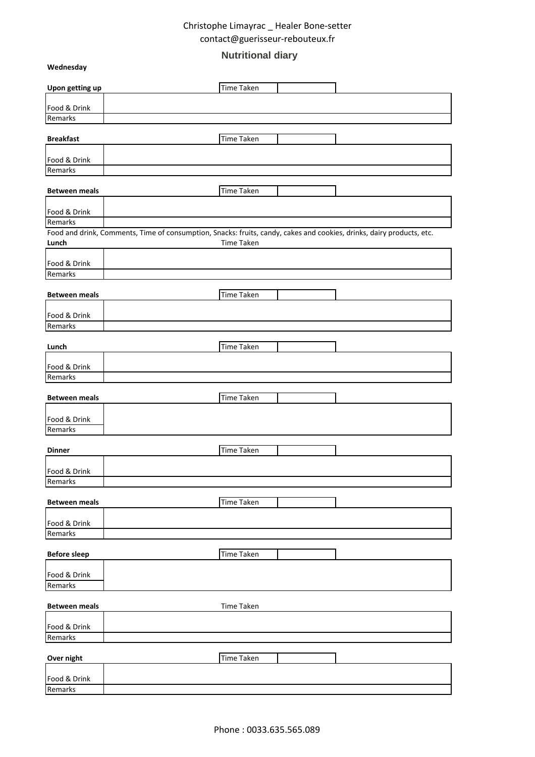Christophe Limayrac _ Healer Bone-setter
contact@guerisseur-rebouteux.fr

## Nutritional diary

**Wednesday**

**Upon getting up** — Time Taken

| | |
|---|---|
| Food & Drink | |
| Remarks | |

**Breakfast** — Time Taken

| | |
|---|---|
| Food & Drink | |
| Remarks | |

**Between meals** — Time Taken

| | |
|---|---|
| Food & Drink | |
| Remarks | |

Food and drink, Comments, Time of consumption, Snacks: fruits, candy, cakes and cookies, drinks, dairy products, etc.

**Lunch** — Time Taken

| | |
|---|---|
| Food & Drink | |
| Remarks | |

**Between meals** — Time Taken

| | |
|---|---|
| Food & Drink | |
| Remarks | |

**Lunch** — Time Taken

| | |
|---|---|
| Food & Drink | |
| Remarks | |

**Between meals** — Time Taken

| | |
|---|---|
| Food & Drink | |
| Remarks | |

**Dinner** — Time Taken

| | |
|---|---|
| Food & Drink | |
| Remarks | |

**Between meals** — Time Taken

| | |
|---|---|
| Food & Drink | |
| Remarks | |

**Before sleep** — Time Taken

| | |
|---|---|
| Food & Drink | |
| Remarks | |

**Between meals** — Time Taken

| | |
|---|---|
| Food & Drink | |
| Remarks | |

**Over night** — Time Taken

| | |
|---|---|
| Food & Drink | |
| Remarks | |

Phone : 0033.635.565.089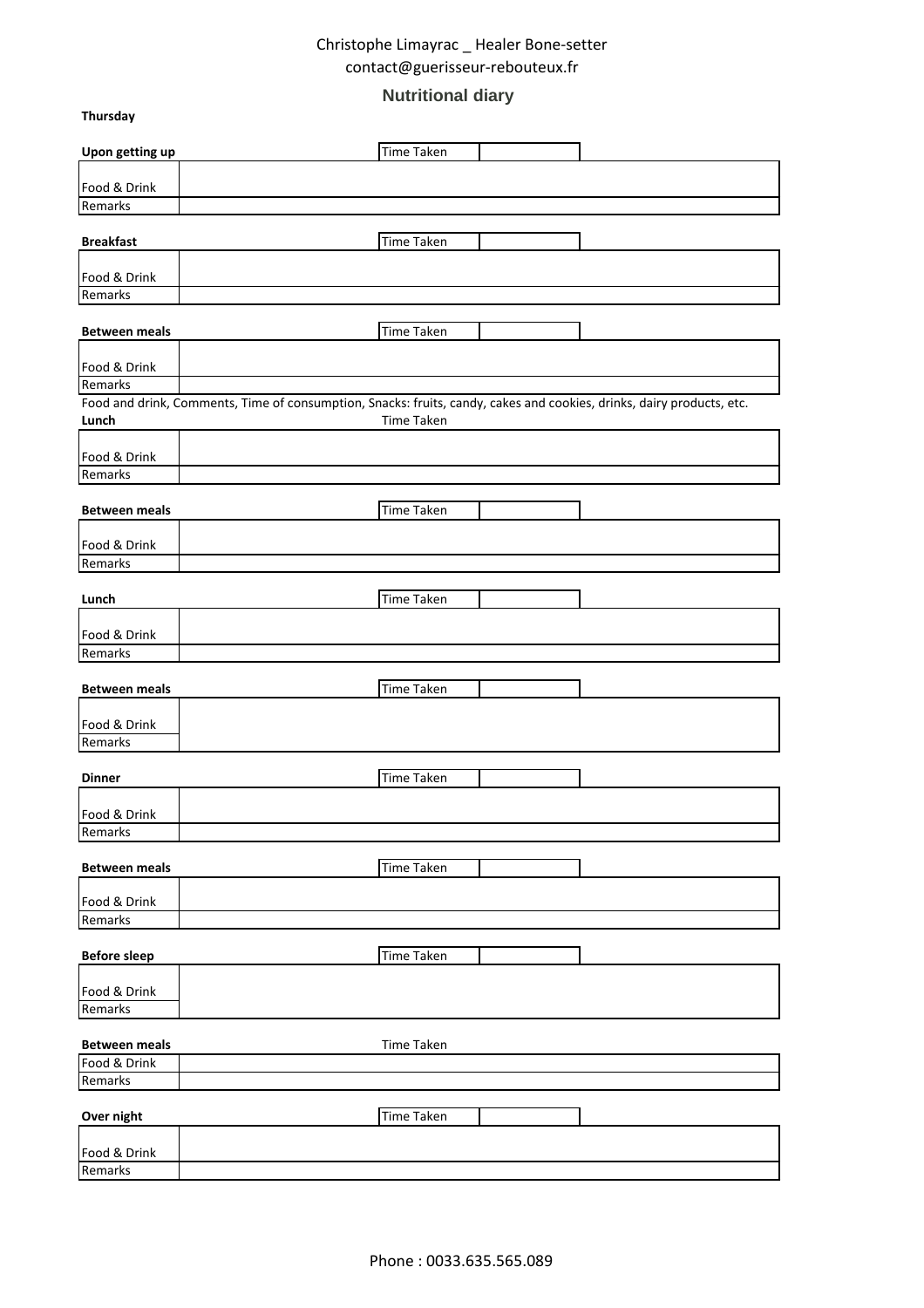Christophe Limayrac _ Healer Bone-setter
contact@guerisseur-rebouteux.fr

## Nutritional diary

**Thursday**

| **Upon getting up** | Time Taken | |
|---|---|---|
| Food & Drink | | |
| Remarks | | |

| **Breakfast** | Time Taken | |
|---|---|---|
| Food & Drink | | |
| Remarks | | |

| **Between meals** | Time Taken | |
|---|---|---|
| Food & Drink | | |
| Remarks | | |

Food and drink, Comments, Time of consumption, Snacks: fruits, candy, cakes and cookies, drinks, dairy products, etc.

| **Lunch** | Time Taken | |
|---|---|---|
| Food & Drink | | |
| Remarks | | |

| **Between meals** | Time Taken | |
|---|---|---|
| Food & Drink | | |
| Remarks | | |

| **Lunch** | Time Taken | |
|---|---|---|
| Food & Drink | | |
| Remarks | | |

| **Between meals** | Time Taken | |
|---|---|---|
| Food & Drink | | |
| Remarks | | |

| **Dinner** | Time Taken | |
|---|---|---|
| Food & Drink | | |
| Remarks | | |

| **Between meals** | Time Taken | |
|---|---|---|
| Food & Drink | | |
| Remarks | | |

| **Before sleep** | Time Taken | |
|---|---|---|
| Food & Drink | | |
| Remarks | | |

| **Between meals** | Time Taken | |
|---|---|---|
| Food & Drink | | |
| Remarks | | |

| **Over night** | Time Taken | |
|---|---|---|
| Food & Drink | | |
| Remarks | | |

Phone : 0033.635.565.089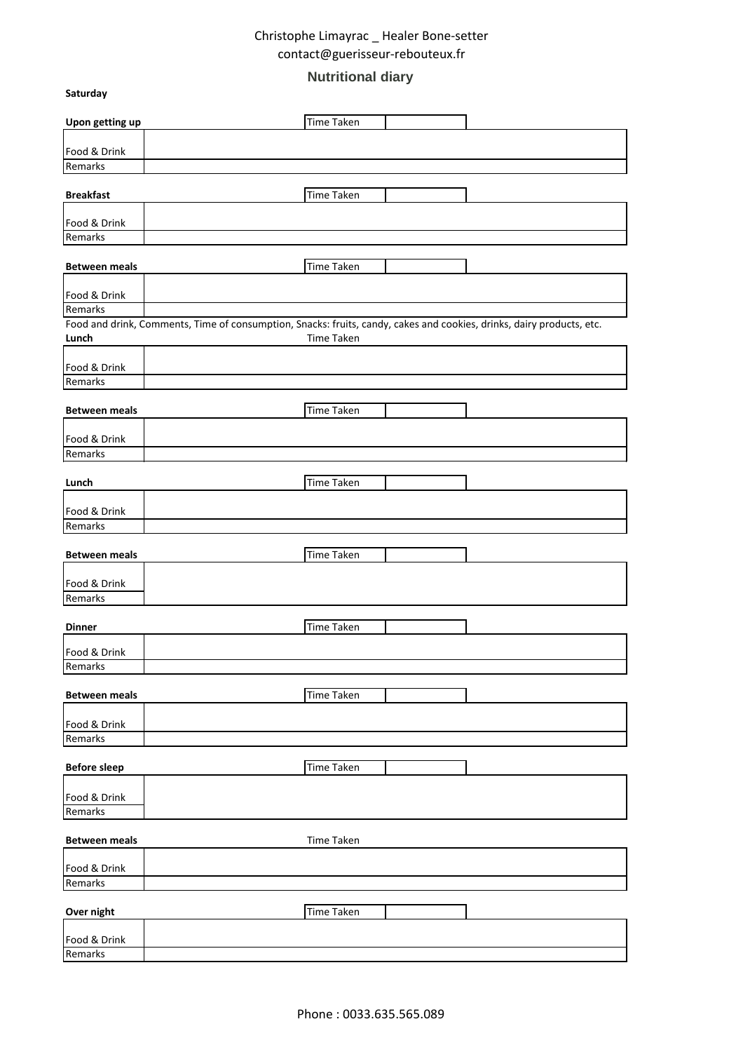Christophe Limayrac _ Healer Bone-setter
contact@guerisseur-rebouteux.fr

## Nutritional diary

**Saturday**

**Upon getting up** Time Taken

| | |
|---|---|
| Food & Drink | |
| Remarks | |

**Breakfast** Time Taken

| | |
|---|---|
| Food & Drink | |
| Remarks | |

**Between meals** Time Taken

| | |
|---|---|
| Food & Drink | |
| Remarks | |

Food and drink, Comments, Time of consumption, Snacks: fruits, candy, cakes and cookies, drinks, dairy products, etc.

**Lunch** Time Taken

| | |
|---|---|
| Food & Drink | |
| Remarks | |

**Between meals** Time Taken

| | |
|---|---|
| Food & Drink | |
| Remarks | |

**Lunch** Time Taken

| | |
|---|---|
| Food & Drink | |
| Remarks | |

**Between meals** Time Taken

| | |
|---|---|
| Food & Drink | |
| Remarks | |

**Dinner** Time Taken

| | |
|---|---|
| Food & Drink | |
| Remarks | |

**Between meals** Time Taken

| | |
|---|---|
| Food & Drink | |
| Remarks | |

**Before sleep** Time Taken

| | |
|---|---|
| Food & Drink | |
| Remarks | |

**Between meals** Time Taken

| | |
|---|---|
| Food & Drink | |
| Remarks | |

**Over night** Time Taken

| | |
|---|---|
| Food & Drink | |
| Remarks | |

Phone : 0033.635.565.089